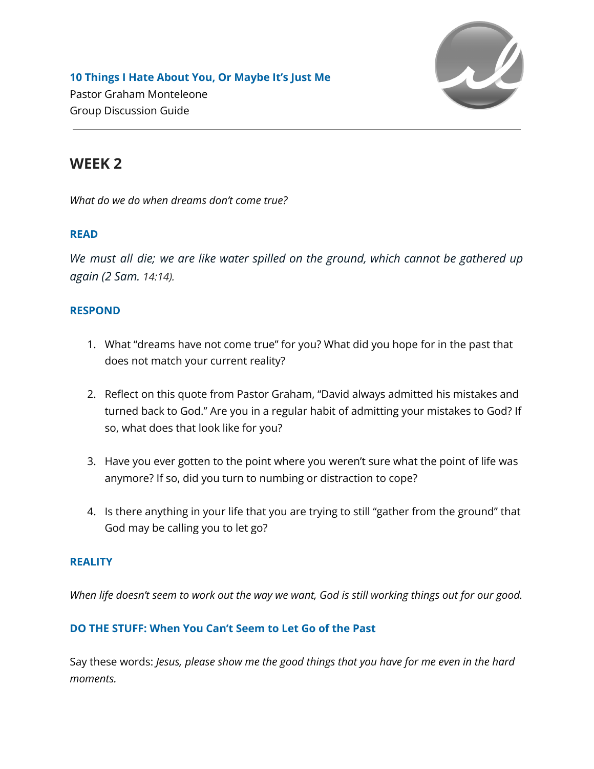**10 Things I Hate About You, Or Maybe It's Just Me**
Pastor Graham Monteleone
Group Discussion Guide

---

## WEEK 2

*What do we do when dreams don't come true?*

### READ

*We must all die; we are like water spilled on the ground, which cannot be gathered up again (2 Sam. 14:14).*

### RESPOND

1. What "dreams have not come true" for you? What did you hope for in the past that does not match your current reality?

2. Reflect on this quote from Pastor Graham, "David always admitted his mistakes and turned back to God." Are you in a regular habit of admitting your mistakes to God? If so, what does that look like for you?

3. Have you ever gotten to the point where you weren't sure what the point of life was anymore? If so, did you turn to numbing or distraction to cope?

4. Is there anything in your life that you are trying to still "gather from the ground" that God may be calling you to let go?

### REALITY

*When life doesn't seem to work out the way we want, God is still working things out for our good.*

### DO THE STUFF: When You Can't Seem to Let Go of the Past

Say these words: *Jesus, please show me the good things that you have for me even in the hard moments.*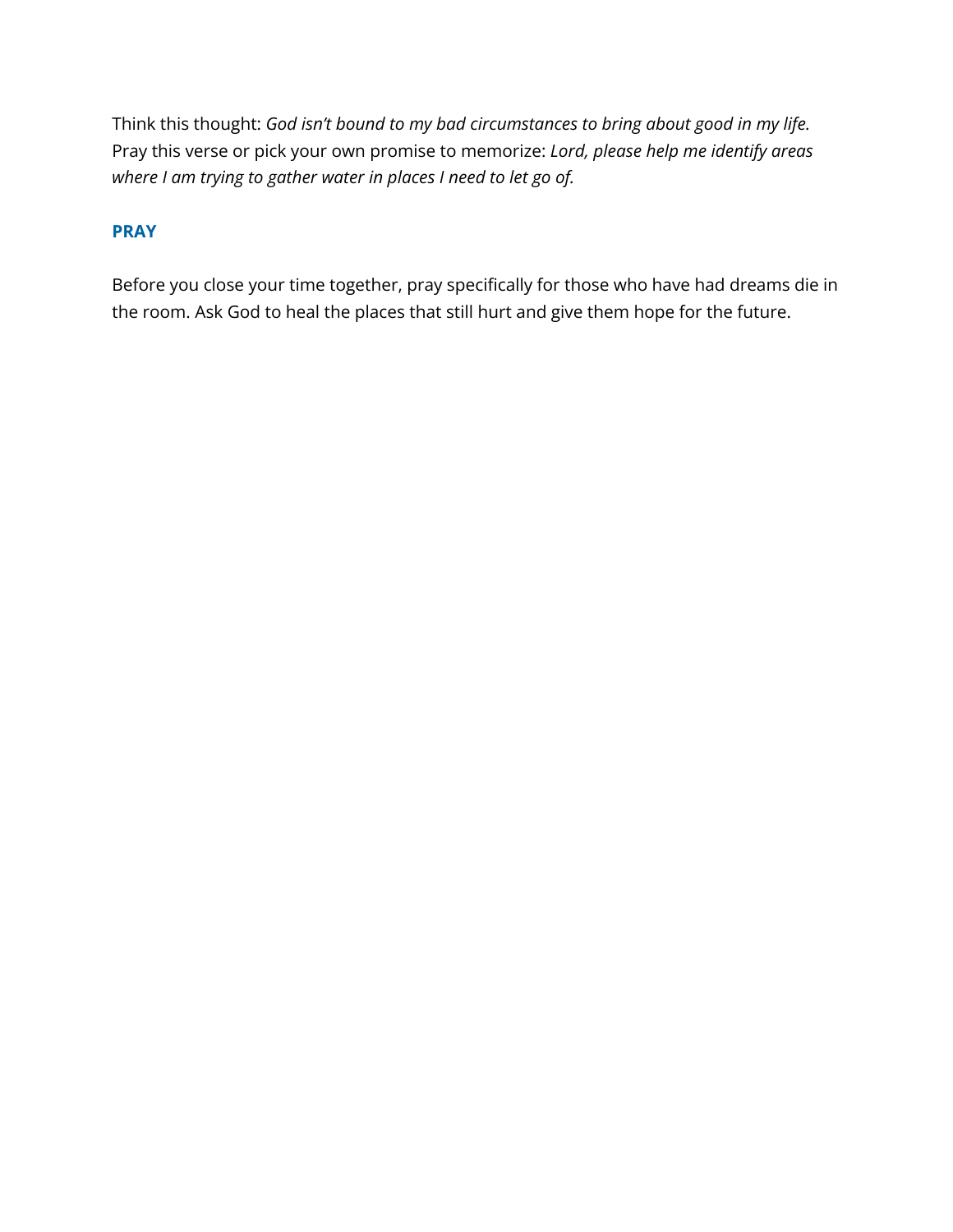Think this thought: *God isn't bound to my bad circumstances to bring about good in my life.* Pray this verse or pick your own promise to memorize: *Lord, please help me identify areas where I am trying to gather water in places I need to let go of.*

## PRAY

Before you close your time together, pray specifically for those who have had dreams die in the room. Ask God to heal the places that still hurt and give them hope for the future.